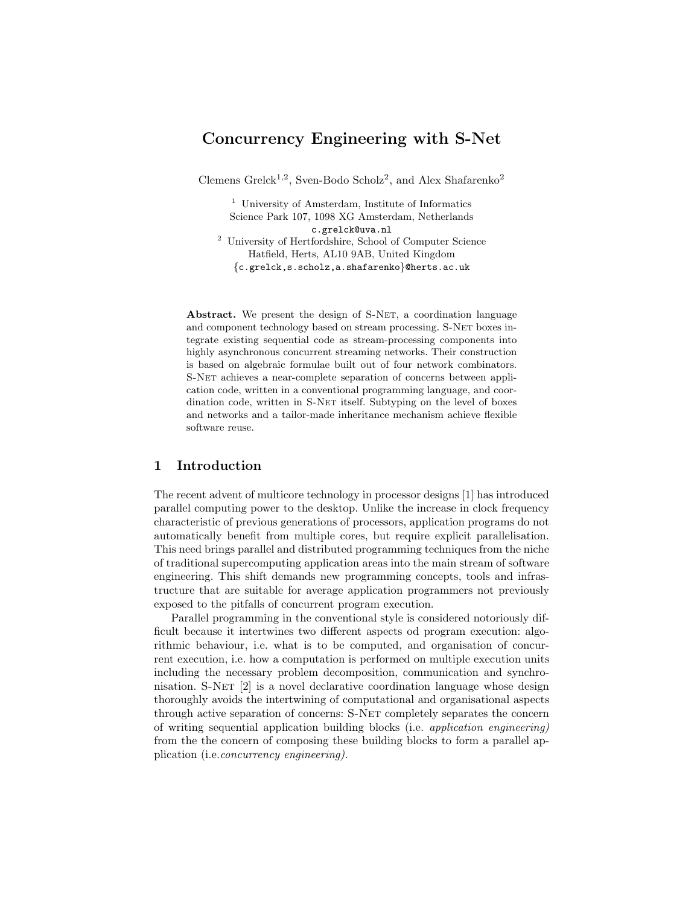# Concurrency Engineering with S-Net

Clemens Grelck[1,2], Sven-Bodo Scholz[2], and Alex Shafarenko[2]

[1] University of Amsterdam, Institute of Informatics
Science Park 107, 1098 XG Amsterdam, Netherlands
c.grelck@uva.nl

[2] University of Hertfordshire, School of Computer Science
Hatfield, Herts, AL10 9AB, United Kingdom
{c.grelck,s.scholz,a.shafarenko}@herts.ac.uk

**Abstract.** We present the design of S-Net, a coordination language and component technology based on stream processing. S-Net boxes integrate existing sequential code as stream-processing components into highly asynchronous concurrent streaming networks. Their construction is based on algebraic formulae built out of four network combinators. S-Net achieves a near-complete separation of concerns between application code, written in a conventional programming language, and coordination code, written in S-Net itself. Subtyping on the level of boxes and networks and a tailor-made inheritance mechanism achieve flexible software reuse.

## 1 Introduction

The recent advent of multicore technology in processor designs [1] has introduced parallel computing power to the desktop. Unlike the increase in clock frequency characteristic of previous generations of processors, application programs do not automatically benefit from multiple cores, but require explicit parallelisation. This need brings parallel and distributed programming techniques from the niche of traditional supercomputing application areas into the main stream of software engineering. This shift demands new programming concepts, tools and infrastructure that are suitable for average application programmers not previously exposed to the pitfalls of concurrent program execution.

Parallel programming in the conventional style is considered notoriously difficult because it intertwines two different aspects od program execution: algorithmic behaviour, i.e. what is to be computed, and organisation of concurrent execution, i.e. how a computation is performed on multiple execution units including the necessary problem decomposition, communication and synchronisation. S-Net [2] is a novel declarative coordination language whose design thoroughly avoids the intertwining of computational and organisational aspects through active separation of concerns: S-Net completely separates the concern of writing sequential application building blocks (i.e. *application engineering)* from the the concern of composing these building blocks to form a parallel application (i.e.*concurrency engineering)*.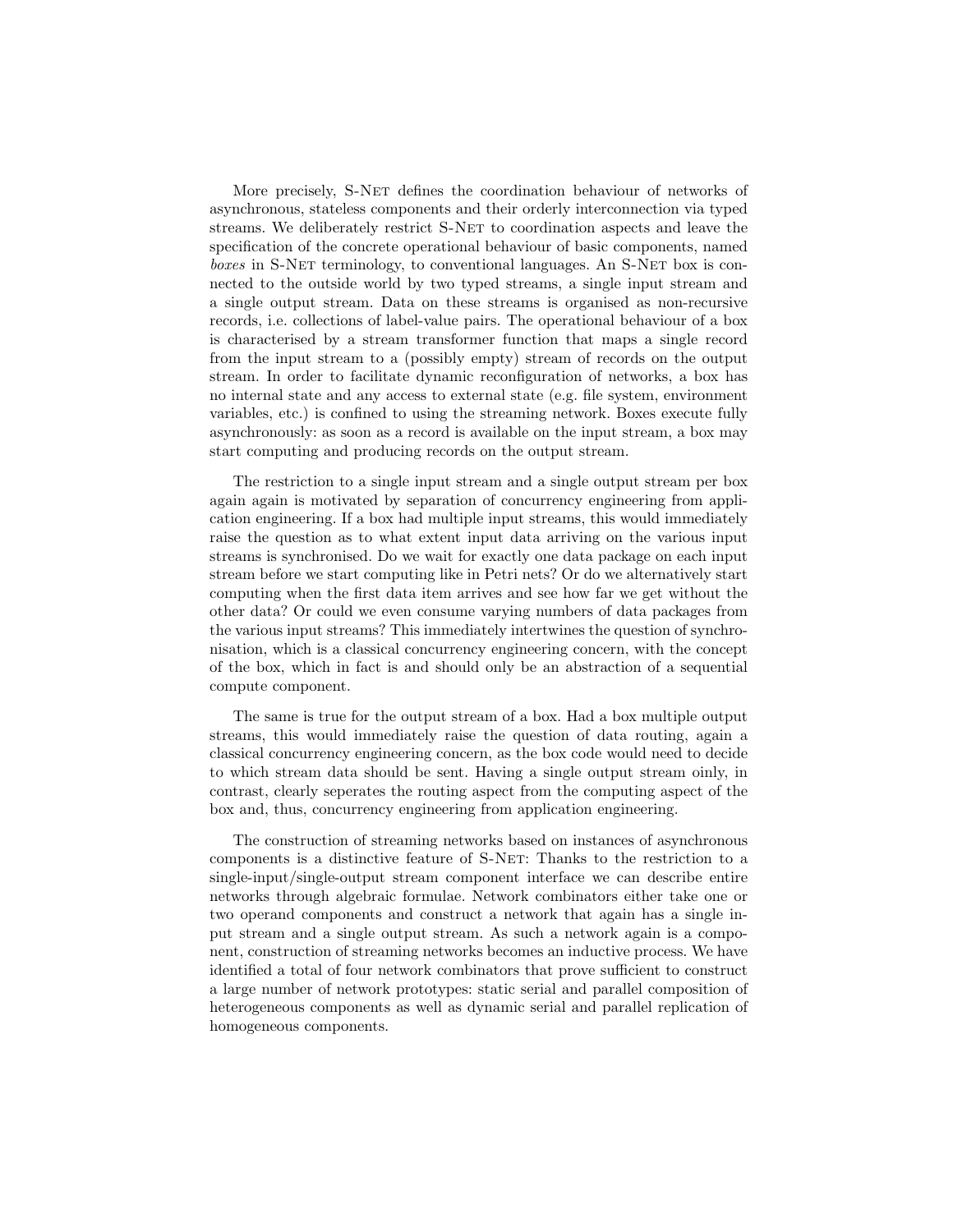More precisely, S-Net defines the coordination behaviour of networks of asynchronous, stateless components and their orderly interconnection via typed streams. We deliberately restrict S-Net to coordination aspects and leave the specification of the concrete operational behaviour of basic components, named *boxes* in S-Net terminology, to conventional languages. An S-Net box is connected to the outside world by two typed streams, a single input stream and a single output stream. Data on these streams is organised as non-recursive records, i.e. collections of label-value pairs. The operational behaviour of a box is characterised by a stream transformer function that maps a single record from the input stream to a (possibly empty) stream of records on the output stream. In order to facilitate dynamic reconfiguration of networks, a box has no internal state and any access to external state (e.g. file system, environment variables, etc.) is confined to using the streaming network. Boxes execute fully asynchronously: as soon as a record is available on the input stream, a box may start computing and producing records on the output stream.

The restriction to a single input stream and a single output stream per box again again is motivated by separation of concurrency engineering from application engineering. If a box had multiple input streams, this would immediately raise the question as to what extent input data arriving on the various input streams is synchronised. Do we wait for exactly one data package on each input stream before we start computing like in Petri nets? Or do we alternatively start computing when the first data item arrives and see how far we get without the other data? Or could we even consume varying numbers of data packages from the various input streams? This immediately intertwines the question of synchronisation, which is a classical concurrency engineering concern, with the concept of the box, which in fact is and should only be an abstraction of a sequential compute component.

The same is true for the output stream of a box. Had a box multiple output streams, this would immediately raise the question of data routing, again a classical concurrency engineering concern, as the box code would need to decide to which stream data should be sent. Having a single output stream oinly, in contrast, clearly seperates the routing aspect from the computing aspect of the box and, thus, concurrency engineering from application engineering.

The construction of streaming networks based on instances of asynchronous components is a distinctive feature of S-Net: Thanks to the restriction to a single-input/single-output stream component interface we can describe entire networks through algebraic formulae. Network combinators either take one or two operand components and construct a network that again has a single input stream and a single output stream. As such a network again is a component, construction of streaming networks becomes an inductive process. We have identified a total of four network combinators that prove sufficient to construct a large number of network prototypes: static serial and parallel composition of heterogeneous components as well as dynamic serial and parallel replication of homogeneous components.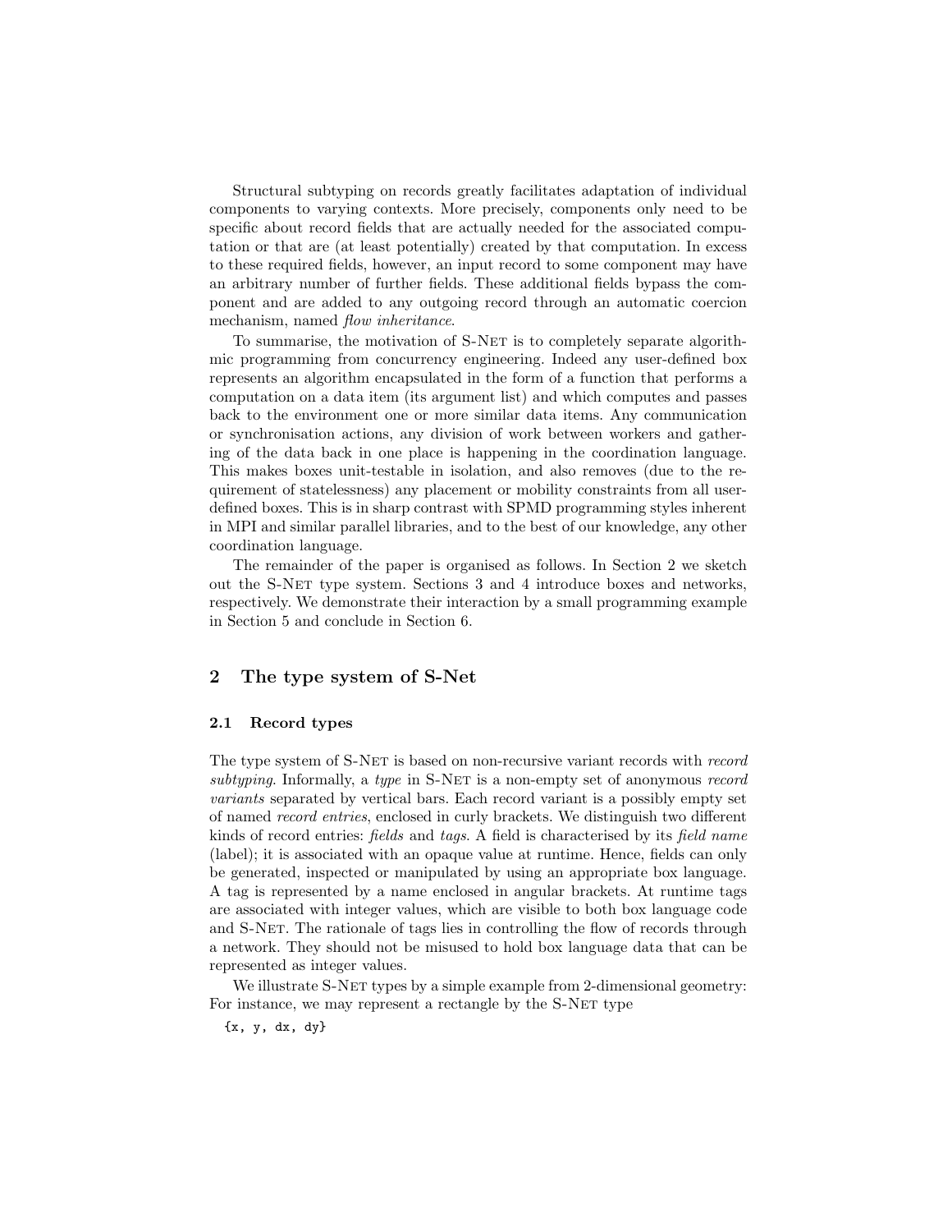Structural subtyping on records greatly facilitates adaptation of individual components to varying contexts. More precisely, components only need to be specific about record fields that are actually needed for the associated computation or that are (at least potentially) created by that computation. In excess to these required fields, however, an input record to some component may have an arbitrary number of further fields. These additional fields bypass the component and are added to any outgoing record through an automatic coercion mechanism, named *flow inheritance*.

To summarise, the motivation of S-Net is to completely separate algorithmic programming from concurrency engineering. Indeed any user-defined box represents an algorithm encapsulated in the form of a function that performs a computation on a data item (its argument list) and which computes and passes back to the environment one or more similar data items. Any communication or synchronisation actions, any division of work between workers and gathering of the data back in one place is happening in the coordination language. This makes boxes unit-testable in isolation, and also removes (due to the requirement of statelessness) any placement or mobility constraints from all user-defined boxes. This is in sharp contrast with SPMD programming styles inherent in MPI and similar parallel libraries, and to the best of our knowledge, any other coordination language.

The remainder of the paper is organised as follows. In Section 2 we sketch out the S-Net type system. Sections 3 and 4 introduce boxes and networks, respectively. We demonstrate their interaction by a small programming example in Section 5 and conclude in Section 6.

## 2 The type system of S-Net

### 2.1 Record types

The type system of S-Net is based on non-recursive variant records with *record subtyping*. Informally, a *type* in S-Net is a non-empty set of anonymous *record variants* separated by vertical bars. Each record variant is a possibly empty set of named *record entries*, enclosed in curly brackets. We distinguish two different kinds of record entries: *fields* and *tags*. A field is characterised by its *field name* (label); it is associated with an opaque value at runtime. Hence, fields can only be generated, inspected or manipulated by using an appropriate box language. A tag is represented by a name enclosed in angular brackets. At runtime tags are associated with integer values, which are visible to both box language code and S-Net. The rationale of tags lies in controlling the flow of records through a network. They should not be misused to hold box language data that can be represented as integer values.

We illustrate S-Net types by a simple example from 2-dimensional geometry: For instance, we may represent a rectangle by the S-Net type

```
{x, y, dx, dy}
```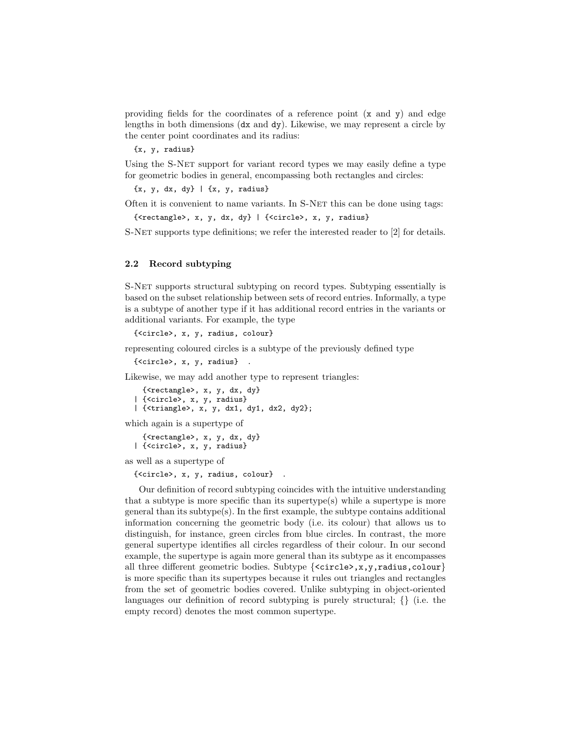providing fields for the coordinates of a reference point (`x` and `y`) and edge lengths in both dimensions (`dx` and `dy`). Likewise, we may represent a circle by the center point coordinates and its radius:

```
{x, y, radius}
```

Using the S-Net support for variant record types we may easily define a type for geometric bodies in general, encompassing both rectangles and circles:

```
{x, y, dx, dy} | {x, y, radius}
```

Often it is convenient to name variants. In S-Net this can be done using tags:

```
{<rectangle>, x, y, dx, dy} | {<circle>, x, y, radius}
```

S-Net supports type definitions; we refer the interested reader to [2] for details.

### 2.2 Record subtyping

S-Net supports structural subtyping on record types. Subtyping essentially is based on the subset relationship between sets of record entries. Informally, a type is a subtype of another type if it has additional record entries in the variants or additional variants. For example, the type

```
{<circle>, x, y, radius, colour}
```

representing coloured circles is a subtype of the previously defined type

```
{<circle>, x, y, radius}   .
```

Likewise, we may add another type to represent triangles:

```
   {<rectangle>, x, y, dx, dy}
 | {<circle>, x, y, radius}
 | {<triangle>, x, y, dx1, dy1, dx2, dy2};
```

which again is a supertype of

```
   {<rectangle>, x, y, dx, dy}
 | {<circle>, x, y, radius}
```

as well as a supertype of

```
{<circle>, x, y, radius, colour}   .
```

Our definition of record subtyping coincides with the intuitive understanding that a subtype is more specific than its supertype(s) while a supertype is more general than its subtype(s). In the first example, the subtype contains additional information concerning the geometric body (i.e. its colour) that allows us to distinguish, for instance, green circles from blue circles. In contrast, the more general supertype identifies all circles regardless of their colour. In our second example, the supertype is again more general than its subtype as it encompasses all three different geometric bodies. Subtype {`<circle>,x,y,radius,colour`} is more specific than its supertypes because it rules out triangles and rectangles from the set of geometric bodies covered. Unlike subtyping in object-oriented languages our definition of record subtyping is purely structural; {} (i.e. the empty record) denotes the most common supertype.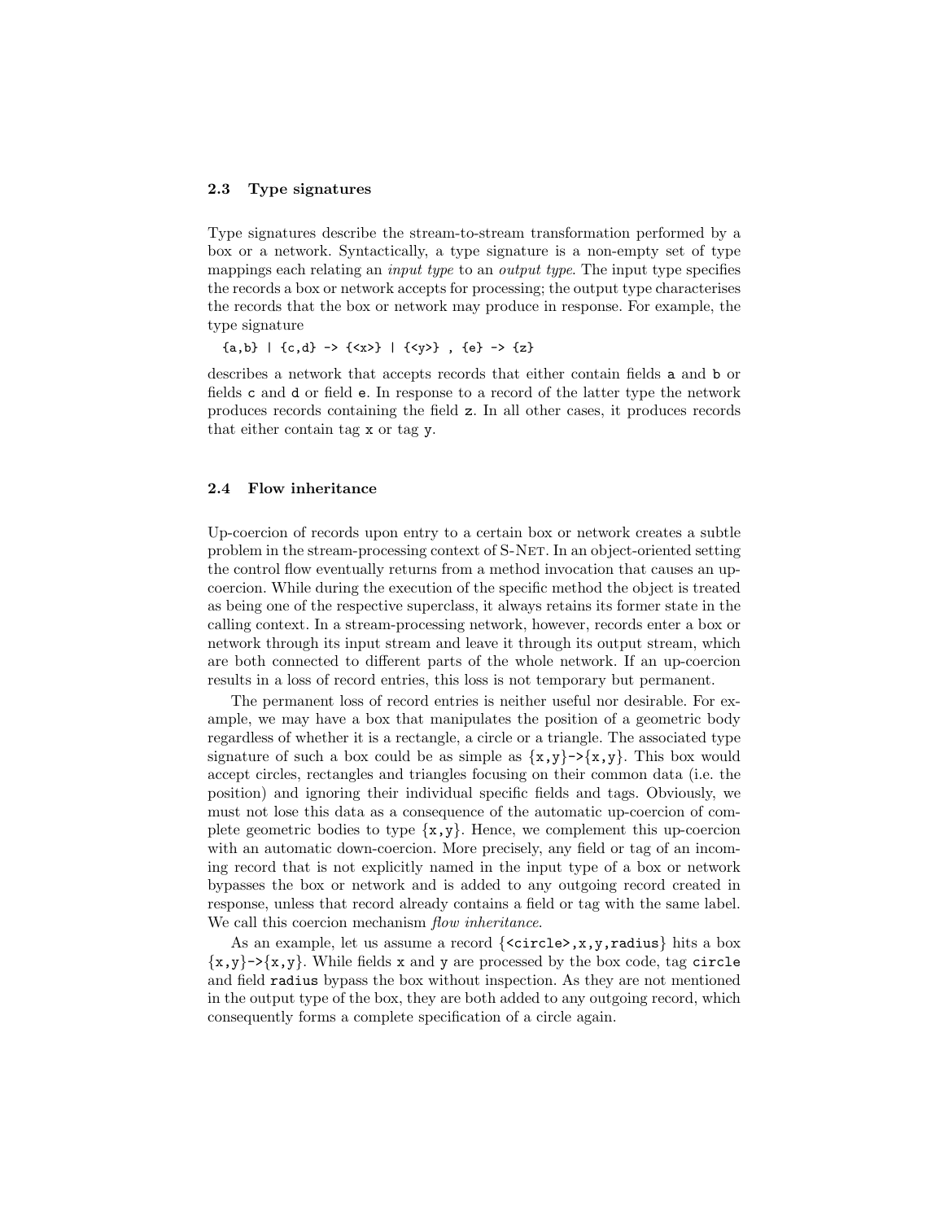### 2.3 Type signatures

Type signatures describe the stream-to-stream transformation performed by a box or a network. Syntactically, a type signature is a non-empty set of type mappings each relating an *input type* to an *output type*. The input type specifies the records a box or network accepts for processing; the output type characterises the records that the box or network may produce in response. For example, the type signature

```
{a,b} | {c,d} -> {<x>} | {<y>} , {e} -> {z}
```

describes a network that accepts records that either contain fields `a` and `b` or fields `c` and `d` or field `e`. In response to a record of the latter type the network produces records containing the field `z`. In all other cases, it produces records that either contain tag `x` or tag `y`.

### 2.4 Flow inheritance

Up-coercion of records upon entry to a certain box or network creates a subtle problem in the stream-processing context of S-Net. In an object-oriented setting the control flow eventually returns from a method invocation that causes an up-coercion. While during the execution of the specific method the object is treated as being one of the respective superclass, it always retains its former state in the calling context. In a stream-processing network, however, records enter a box or network through its input stream and leave it through its output stream, which are both connected to different parts of the whole network. If an up-coercion results in a loss of record entries, this loss is not temporary but permanent.

The permanent loss of record entries is neither useful nor desirable. For example, we may have a box that manipulates the position of a geometric body regardless of whether it is a rectangle, a circle or a triangle. The associated type signature of such a box could be as simple as {`x,y`}`->`{`x,y`}. This box would accept circles, rectangles and triangles focusing on their common data (i.e. the position) and ignoring their individual specific fields and tags. Obviously, we must not lose this data as a consequence of the automatic up-coercion of complete geometric bodies to type {`x,y`}. Hence, we complement this up-coercion with an automatic down-coercion. More precisely, any field or tag of an incoming record that is not explicitly named in the input type of a box or network bypasses the box or network and is added to any outgoing record created in response, unless that record already contains a field or tag with the same label. We call this coercion mechanism *flow inheritance*.

As an example, let us assume a record {`<circle>,x,y,radius`} hits a box {`x,y`}`->`{`x,y`}. While fields `x` and `y` are processed by the box code, tag `circle` and field `radius` bypass the box without inspection. As they are not mentioned in the output type of the box, they are both added to any outgoing record, which consequently forms a complete specification of a circle again.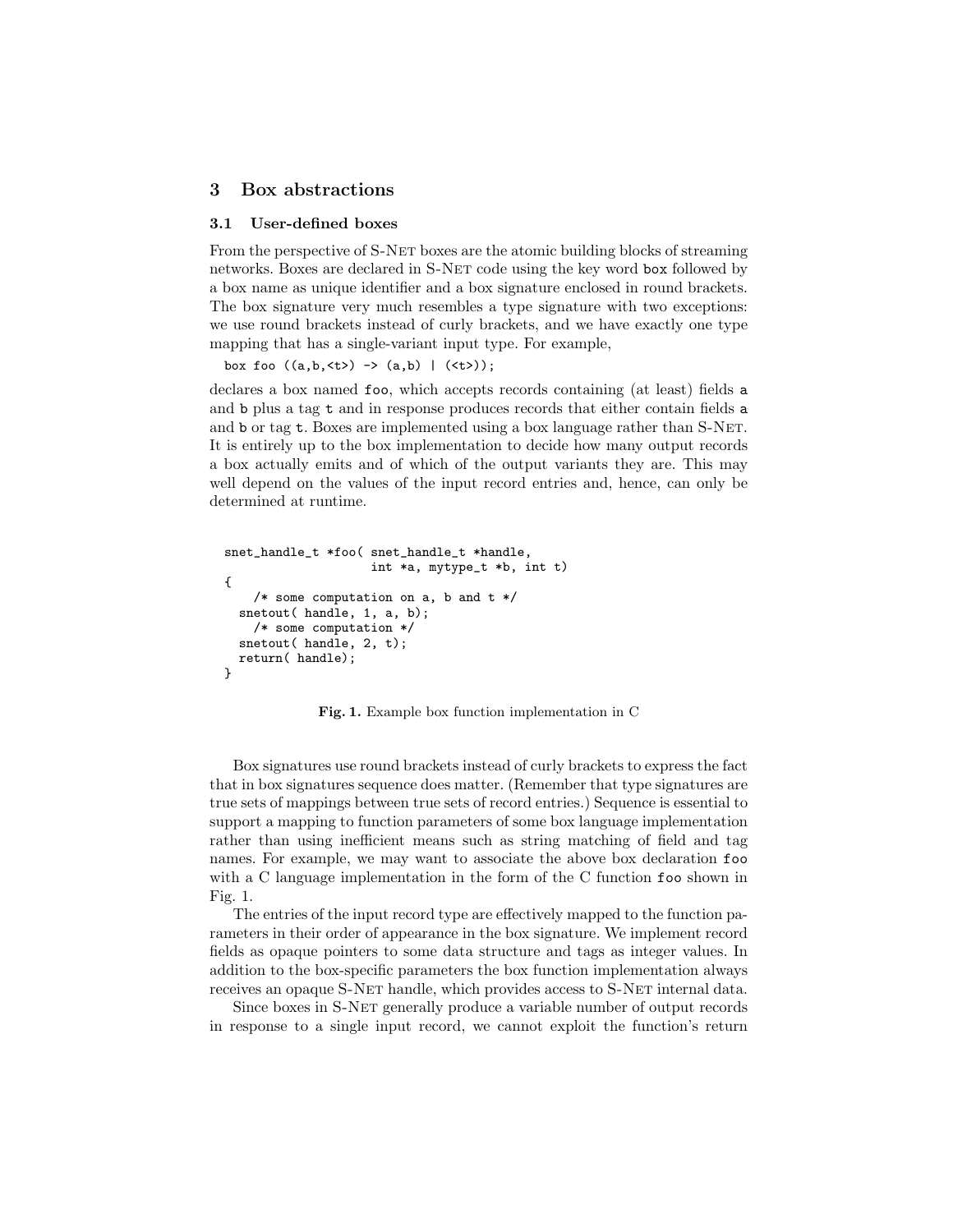## 3 Box abstractions

### 3.1 User-defined boxes

From the perspective of S-Net boxes are the atomic building blocks of streaming networks. Boxes are declared in S-Net code using the key word `box` followed by a box name as unique identifier and a box signature enclosed in round brackets. The box signature very much resembles a type signature with two exceptions: we use round brackets instead of curly brackets, and we have exactly one type mapping that has a single-variant input type. For example,

```
box foo ((a,b,<t>) -> (a,b) | (<t>));
```

declares a box named `foo`, which accepts records containing (at least) fields `a` and `b` plus a tag `t` and in response produces records that either contain fields `a` and `b` or tag `t`. Boxes are implemented using a box language rather than S-Net. It is entirely up to the box implementation to decide how many output records a box actually emits and of which of the output variants they are. This may well depend on the values of the input record entries and, hence, can only be determined at runtime.

```
snet_handle_t *foo( snet_handle_t *handle,
                    int *a, mytype_t *b, int t)
{
    /* some computation on a, b and t */
  snetout( handle, 1, a, b);
    /* some computation */
  snetout( handle, 2, t);
  return( handle);
}
```

**Fig. 1.** Example box function implementation in C

Box signatures use round brackets instead of curly brackets to express the fact that in box signatures sequence does matter. (Remember that type signatures are true sets of mappings between true sets of record entries.) Sequence is essential to support a mapping to function parameters of some box language implementation rather than using inefficient means such as string matching of field and tag names. For example, we may want to associate the above box declaration `foo` with a C language implementation in the form of the C function `foo` shown in Fig. 1.

The entries of the input record type are effectively mapped to the function parameters in their order of appearance in the box signature. We implement record fields as opaque pointers to some data structure and tags as integer values. In addition to the box-specific parameters the box function implementation always receives an opaque S-Net handle, which provides access to S-Net internal data.

Since boxes in S-Net generally produce a variable number of output records in response to a single input record, we cannot exploit the function's return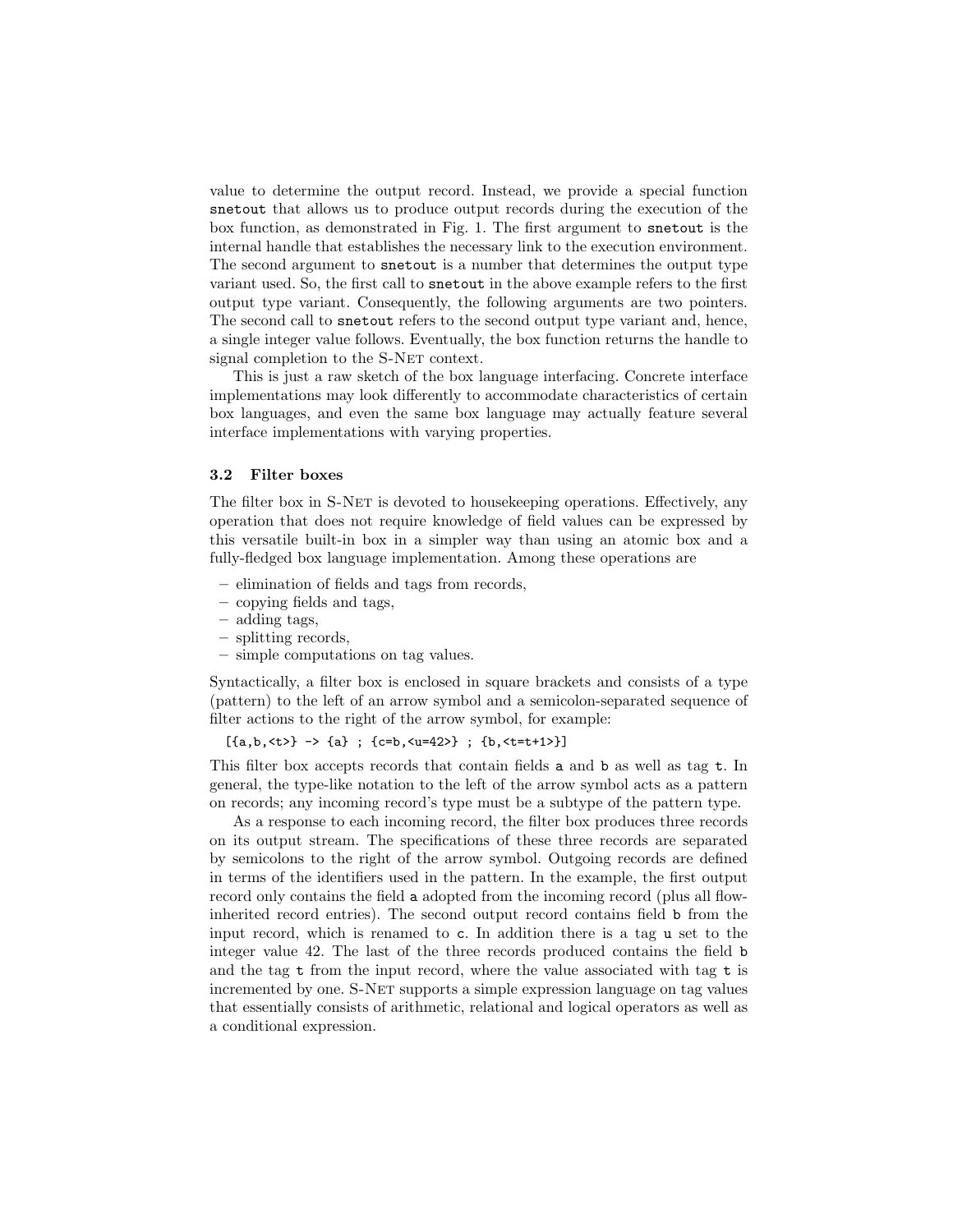value to determine the output record. Instead, we provide a special function `snetout` that allows us to produce output records during the execution of the box function, as demonstrated in Fig. 1. The first argument to `snetout` is the internal handle that establishes the necessary link to the execution environment. The second argument to `snetout` is a number that determines the output type variant used. So, the first call to `snetout` in the above example refers to the first output type variant. Consequently, the following arguments are two pointers. The second call to `snetout` refers to the second output type variant and, hence, a single integer value follows. Eventually, the box function returns the handle to signal completion to the S-Net context.

This is just a raw sketch of the box language interfacing. Concrete interface implementations may look differently to accommodate characteristics of certain box languages, and even the same box language may actually feature several interface implementations with varying properties.

### 3.2 Filter boxes

The filter box in S-Net is devoted to housekeeping operations. Effectively, any operation that does not require knowledge of field values can be expressed by this versatile built-in box in a simpler way than using an atomic box and a fully-fledged box language implementation. Among these operations are

- elimination of fields and tags from records,
- copying fields and tags,
- adding tags,
- splitting records,
- simple computations on tag values.

Syntactically, a filter box is enclosed in square brackets and consists of a type (pattern) to the left of an arrow symbol and a semicolon-separated sequence of filter actions to the right of the arrow symbol, for example:

```
[{a,b,<t>} -> {a} ; {c=b,<u=42>} ; {b,<t=t+1>}]
```

This filter box accepts records that contain fields `a` and `b` as well as tag `t`. In general, the type-like notation to the left of the arrow symbol acts as a pattern on records; any incoming record's type must be a subtype of the pattern type.

As a response to each incoming record, the filter box produces three records on its output stream. The specifications of these three records are separated by semicolons to the right of the arrow symbol. Outgoing records are defined in terms of the identifiers used in the pattern. In the example, the first output record only contains the field `a` adopted from the incoming record (plus all flow-inherited record entries). The second output record contains field `b` from the input record, which is renamed to `c`. In addition there is a tag `u` set to the integer value 42. The last of the three records produced contains the field `b` and the tag `t` from the input record, where the value associated with tag `t` is incremented by one. S-Net supports a simple expression language on tag values that essentially consists of arithmetic, relational and logical operators as well as a conditional expression.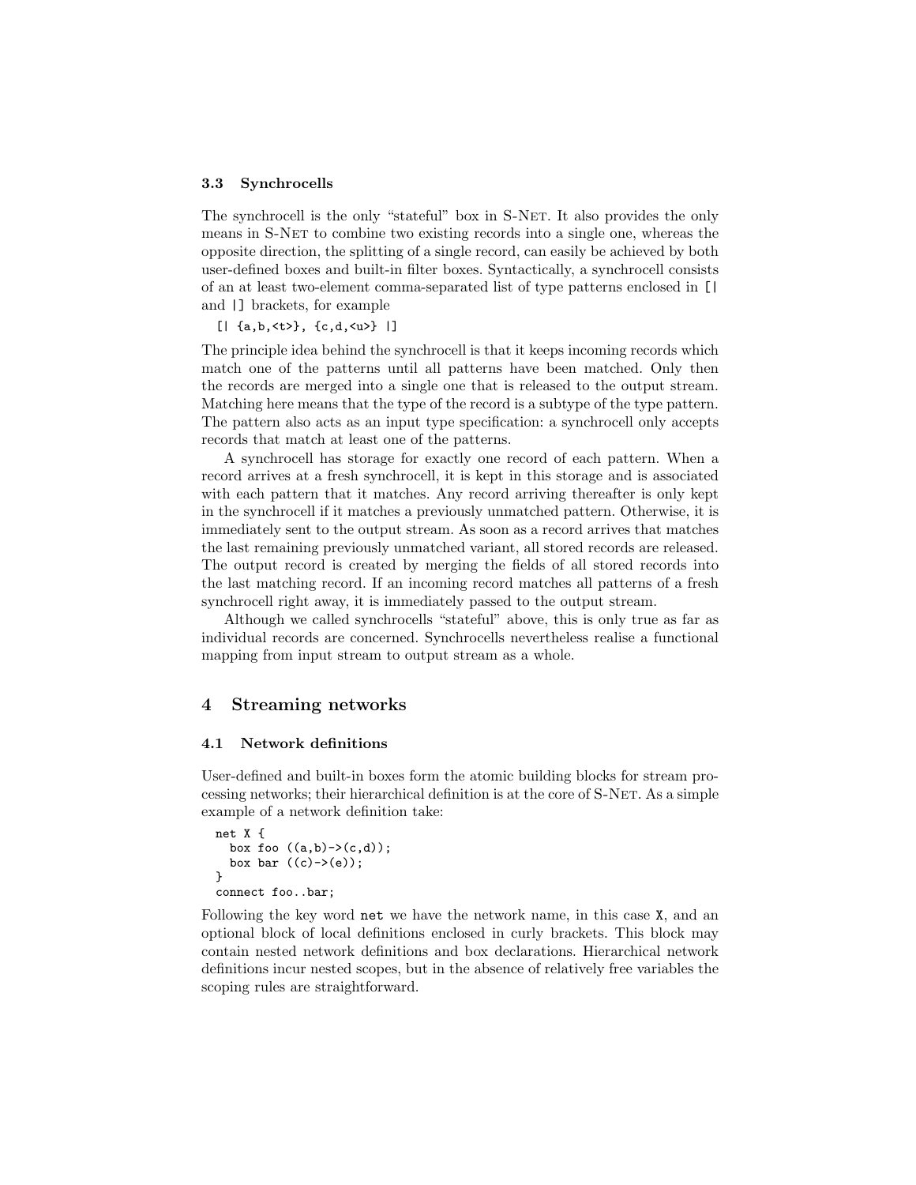### 3.3 Synchrocells

The synchrocell is the only "stateful" box in S-Net. It also provides the only means in S-Net to combine two existing records into a single one, whereas the opposite direction, the splitting of a single record, can easily be achieved by both user-defined boxes and built-in filter boxes. Syntactically, a synchrocell consists of an at least two-element comma-separated list of type patterns enclosed in `[|` and `|]` brackets, for example

```
[| {a,b,<t>}, {c,d,<u>} |]
```

The principle idea behind the synchrocell is that it keeps incoming records which match one of the patterns until all patterns have been matched. Only then the records are merged into a single one that is released to the output stream. Matching here means that the type of the record is a subtype of the type pattern. The pattern also acts as an input type specification: a synchrocell only accepts records that match at least one of the patterns.

A synchrocell has storage for exactly one record of each pattern. When a record arrives at a fresh synchrocell, it is kept in this storage and is associated with each pattern that it matches. Any record arriving thereafter is only kept in the synchrocell if it matches a previously unmatched pattern. Otherwise, it is immediately sent to the output stream. As soon as a record arrives that matches the last remaining previously unmatched variant, all stored records are released. The output record is created by merging the fields of all stored records into the last matching record. If an incoming record matches all patterns of a fresh synchrocell right away, it is immediately passed to the output stream.

Although we called synchrocells "stateful" above, this is only true as far as individual records are concerned. Synchrocells nevertheless realise a functional mapping from input stream to output stream as a whole.

## 4 Streaming networks

### 4.1 Network definitions

User-defined and built-in boxes form the atomic building blocks for stream processing networks; their hierarchical definition is at the core of S-Net. As a simple example of a network definition take:

```
net X {
  box foo ((a,b)->(c,d));
  box bar ((c)->(e));
}
connect foo..bar;
```

Following the key word `net` we have the network name, in this case `X`, and an optional block of local definitions enclosed in curly brackets. This block may contain nested network definitions and box declarations. Hierarchical network definitions incur nested scopes, but in the absence of relatively free variables the scoping rules are straightforward.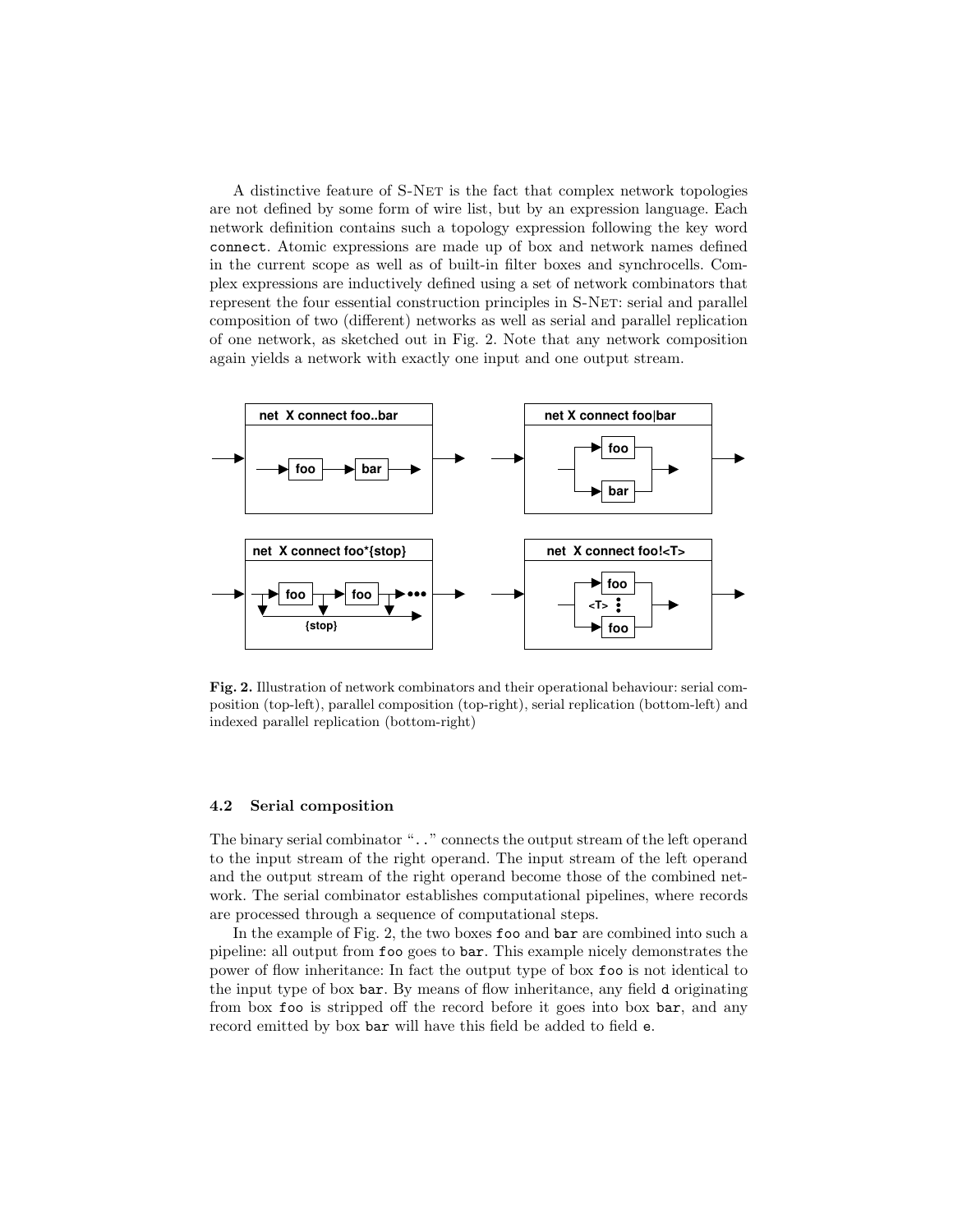A distinctive feature of S-Net is the fact that complex network topologies are not defined by some form of wire list, but by an expression language. Each network definition contains such a topology expression following the key word `connect`. Atomic expressions are made up of box and network names defined in the current scope as well as of built-in filter boxes and synchrocells. Complex expressions are inductively defined using a set of network combinators that represent the four essential construction principles in S-Net: serial and parallel composition of two (different) networks as well as serial and parallel replication of one network, as sketched out in Fig. 2. Note that any network composition again yields a network with exactly one input and one output stream.

net X connect foo..bar

foo

bar

net X connect foo|bar

foo

bar

net X connect foo*{stop}

foo

foo

{stop}

net X connect foo!<T>

foo

<T>

foo

**Fig. 2.** Illustration of network combinators and their operational behaviour: serial composition (top-left), parallel composition (top-right), serial replication (bottom-left) and indexed parallel replication (bottom-right)

### 4.2 Serial composition

The binary serial combinator "`..`" connects the output stream of the left operand to the input stream of the right operand. The input stream of the left operand and the output stream of the right operand become those of the combined network. The serial combinator establishes computational pipelines, where records are processed through a sequence of computational steps.

In the example of Fig. 2, the two boxes `foo` and `bar` are combined into such a pipeline: all output from `foo` goes to `bar`. This example nicely demonstrates the power of flow inheritance: In fact the output type of box `foo` is not identical to the input type of box `bar`. By means of flow inheritance, any field `d` originating from box `foo` is stripped off the record before it goes into box `bar`, and any record emitted by box `bar` will have this field be added to field `e`.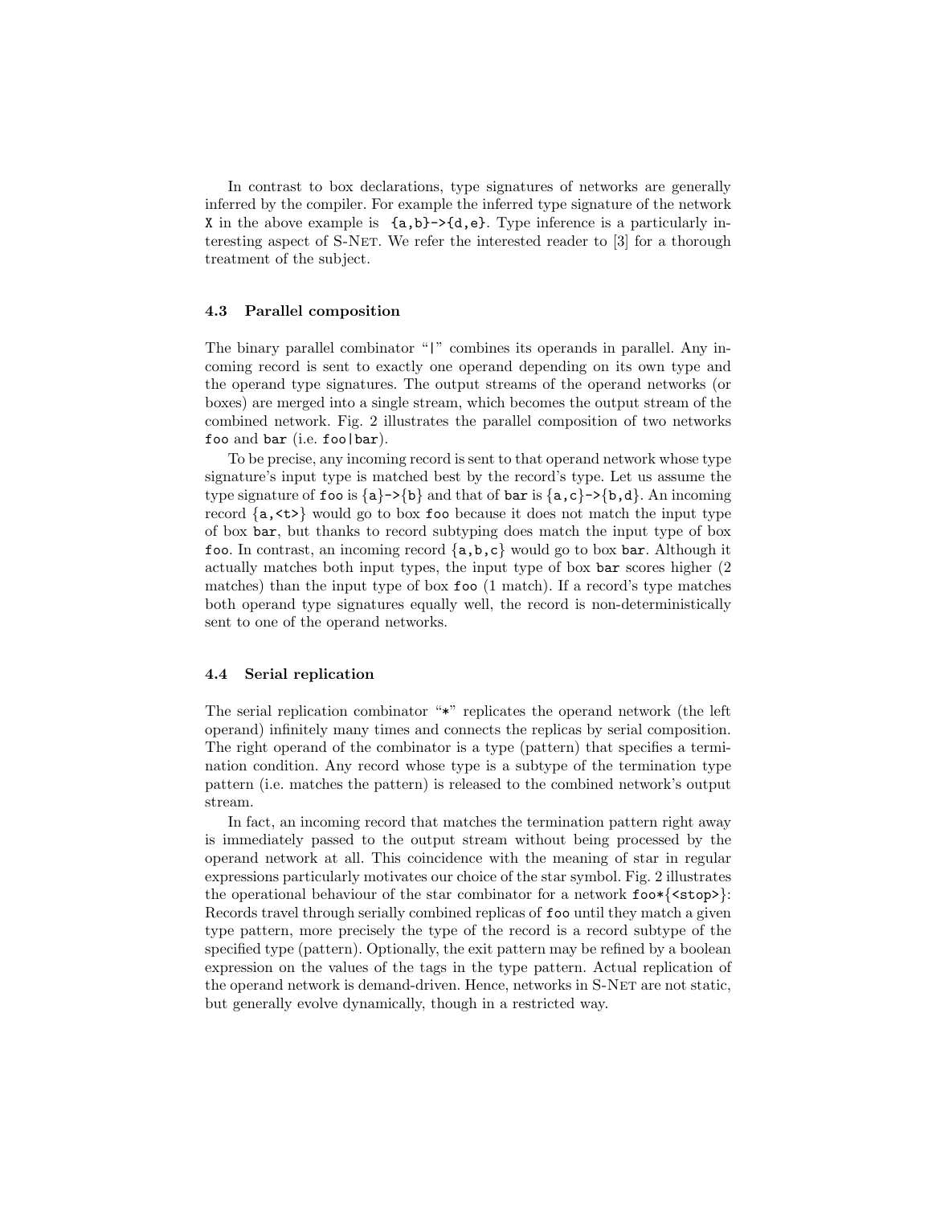In contrast to box declarations, type signatures of networks are generally inferred by the compiler. For example the inferred type signature of the network `X` in the above example is `{a,b}->{d,e}`. Type inference is a particularly interesting aspect of S-Net. We refer the interested reader to [3] for a thorough treatment of the subject.

### 4.3 Parallel composition

The binary parallel combinator "`|`" combines its operands in parallel. Any incoming record is sent to exactly one operand depending on its own type and the operand type signatures. The output streams of the operand networks (or boxes) are merged into a single stream, which becomes the output stream of the combined network. Fig. 2 illustrates the parallel composition of two networks `foo` and `bar` (i.e. `foo|bar`).

To be precise, any incoming record is sent to that operand network whose type signature's input type is matched best by the record's type. Let us assume the type signature of `foo` is `{a}->{b}` and that of `bar` is `{a,c}->{b,d}`. An incoming record `{a,<t>}` would go to box `foo` because it does not match the input type of box `bar`, but thanks to record subtyping does match the input type of box `foo`. In contrast, an incoming record `{a,b,c}` would go to box `bar`. Although it actually matches both input types, the input type of box `bar` scores higher (2 matches) than the input type of box `foo` (1 match). If a record's type matches both operand type signatures equally well, the record is non-deterministically sent to one of the operand networks.

### 4.4 Serial replication

The serial replication combinator "`*`" replicates the operand network (the left operand) infinitely many times and connects the replicas by serial composition. The right operand of the combinator is a type (pattern) that specifies a termination condition. Any record whose type is a subtype of the termination type pattern (i.e. matches the pattern) is released to the combined network's output stream.

In fact, an incoming record that matches the termination pattern right away is immediately passed to the output stream without being processed by the operand network at all. This coincidence with the meaning of star in regular expressions particularly motivates our choice of the star symbol. Fig. 2 illustrates the operational behaviour of the star combinator for a network `foo*{<stop>}`: Records travel through serially combined replicas of `foo` until they match a given type pattern, more precisely the type of the record is a record subtype of the specified type (pattern). Optionally, the exit pattern may be refined by a boolean expression on the values of the tags in the type pattern. Actual replication of the operand network is demand-driven. Hence, networks in S-Net are not static, but generally evolve dynamically, though in a restricted way.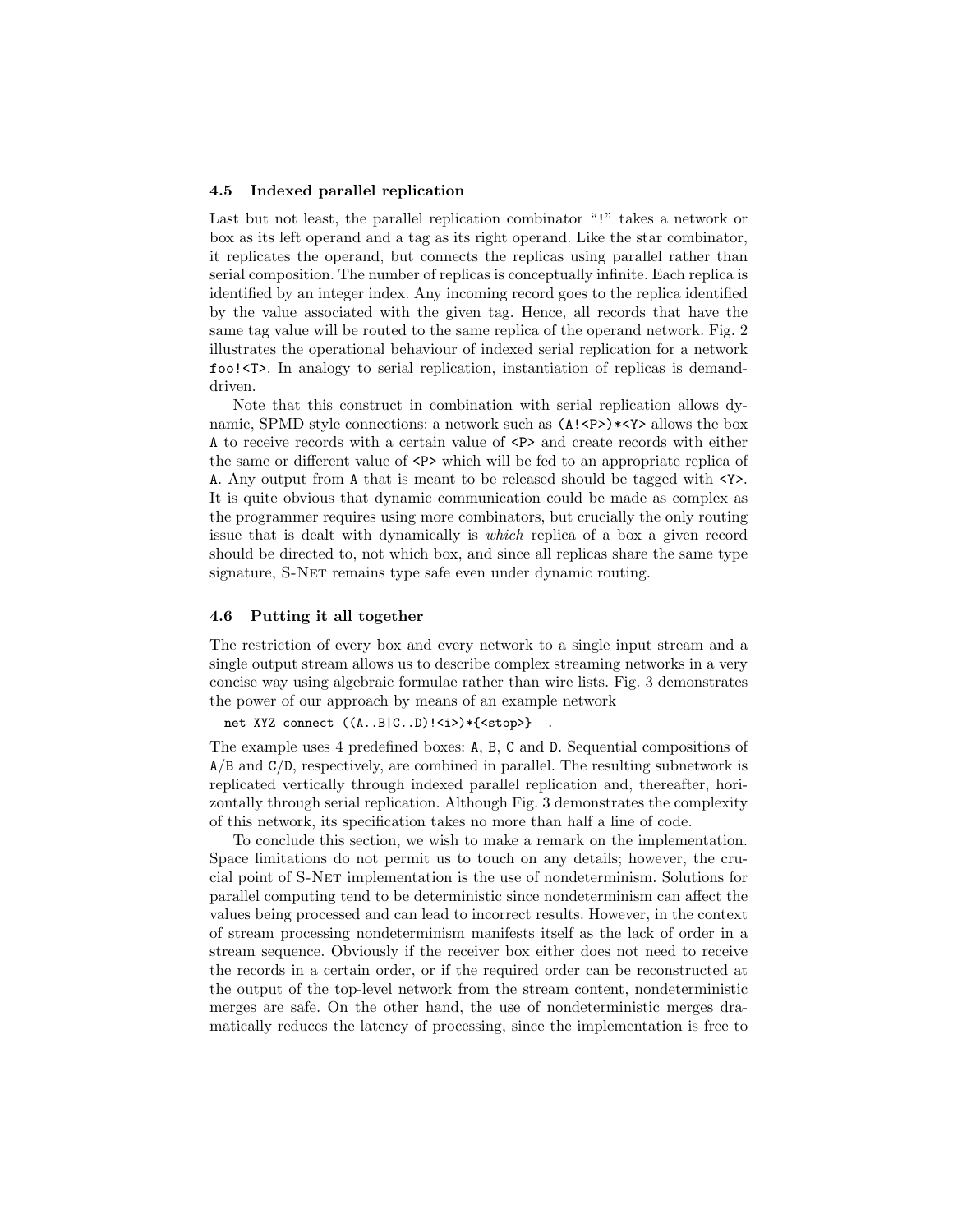### 4.5 Indexed parallel replication

Last but not least, the parallel replication combinator "!" takes a network or box as its left operand and a tag as its right operand. Like the star combinator, it replicates the operand, but connects the replicas using parallel rather than serial composition. The number of replicas is conceptually infinite. Each replica is identified by an integer index. Any incoming record goes to the replica identified by the value associated with the given tag. Hence, all records that have the same tag value will be routed to the same replica of the operand network. Fig. 2 illustrates the operational behaviour of indexed serial replication for a network `foo!<T>`. In analogy to serial replication, instantiation of replicas is demand-driven.

Note that this construct in combination with serial replication allows dynamic, SPMD style connections: a network such as `(A!<P>)*<Y>` allows the box `A` to receive records with a certain value of `<P>` and create records with either the same or different value of `<P>` which will be fed to an appropriate replica of `A`. Any output from `A` that is meant to be released should be tagged with `<Y>`. It is quite obvious that dynamic communication could be made as complex as the programmer requires using more combinators, but crucially the only routing issue that is dealt with dynamically is *which* replica of a box a given record should be directed to, not which box, and since all replicas share the same type signature, S-Net remains type safe even under dynamic routing.

### 4.6 Putting it all together

The restriction of every box and every network to a single input stream and a single output stream allows us to describe complex streaming networks in a very concise way using algebraic formulae rather than wire lists. Fig. 3 demonstrates the power of our approach by means of an example network

```
net XYZ connect ((A..B|C..D)!<i>)*{<stop>}  .
```

The example uses 4 predefined boxes: `A`, `B`, `C` and `D`. Sequential compositions of `A`/`B` and `C`/`D`, respectively, are combined in parallel. The resulting subnetwork is replicated vertically through indexed parallel replication and, thereafter, horizontally through serial replication. Although Fig. 3 demonstrates the complexity of this network, its specification takes no more than half a line of code.

To conclude this section, we wish to make a remark on the implementation. Space limitations do not permit us to touch on any details; however, the crucial point of S-Net implementation is the use of nondeterminism. Solutions for parallel computing tend to be deterministic since nondeterminism can affect the values being processed and can lead to incorrect results. However, in the context of stream processing nondeterminism manifests itself as the lack of order in a stream sequence. Obviously if the receiver box either does not need to receive the records in a certain order, or if the required order can be reconstructed at the output of the top-level network from the stream content, nondeterministic merges are safe. On the other hand, the use of nondeterministic merges dramatically reduces the latency of processing, since the implementation is free to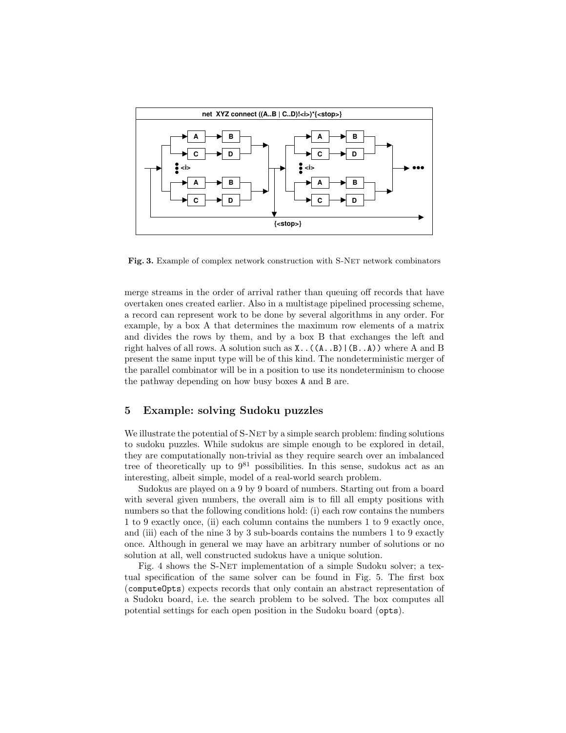**Fig. 3.** Example of complex network construction with S-Net network combinators

merge streams in the order of arrival rather than queuing off records that have overtaken ones created earlier. Also in a multistage pipelined processing scheme, a record can represent work to be done by several algorithms in any order. For example, by a box A that determines the maximum row elements of a matrix and divides the rows by them, and by a box B that exchanges the left and right halves of all rows. A solution such as `X..((A..B)|(B..A))` where A and B present the same input type will be of this kind. The nondeterministic merger of the parallel combinator will be in a position to use its nondeterminism to choose the pathway depending on how busy boxes `A` and `B` are.

## 5 Example: solving Sudoku puzzles

We illustrate the potential of S-Net by a simple search problem: finding solutions to sudoku puzzles. While sudokus are simple enough to be explored in detail, they are computationally non-trivial as they require search over an imbalanced tree of theoretically up to $9^{81}$ possibilities. In this sense, sudokus act as an interesting, albeit simple, model of a real-world search problem.

Sudokus are played on a 9 by 9 board of numbers. Starting out from a board with several given numbers, the overall aim is to fill all empty positions with numbers so that the following conditions hold: (i) each row contains the numbers 1 to 9 exactly once, (ii) each column contains the numbers 1 to 9 exactly once, and (iii) each of the nine 3 by 3 sub-boards contains the numbers 1 to 9 exactly once. Although in general we may have an arbitrary number of solutions or no solution at all, well constructed sudokus have a unique solution.

Fig. 4 shows the S-Net implementation of a simple Sudoku solver; a textual specification of the same solver can be found in Fig. 5. The first box (`computeOpts`) expects records that only contain an abstract representation of a Sudoku board, i.e. the search problem to be solved. The box computes all potential settings for each open position in the Sudoku board (`opts`).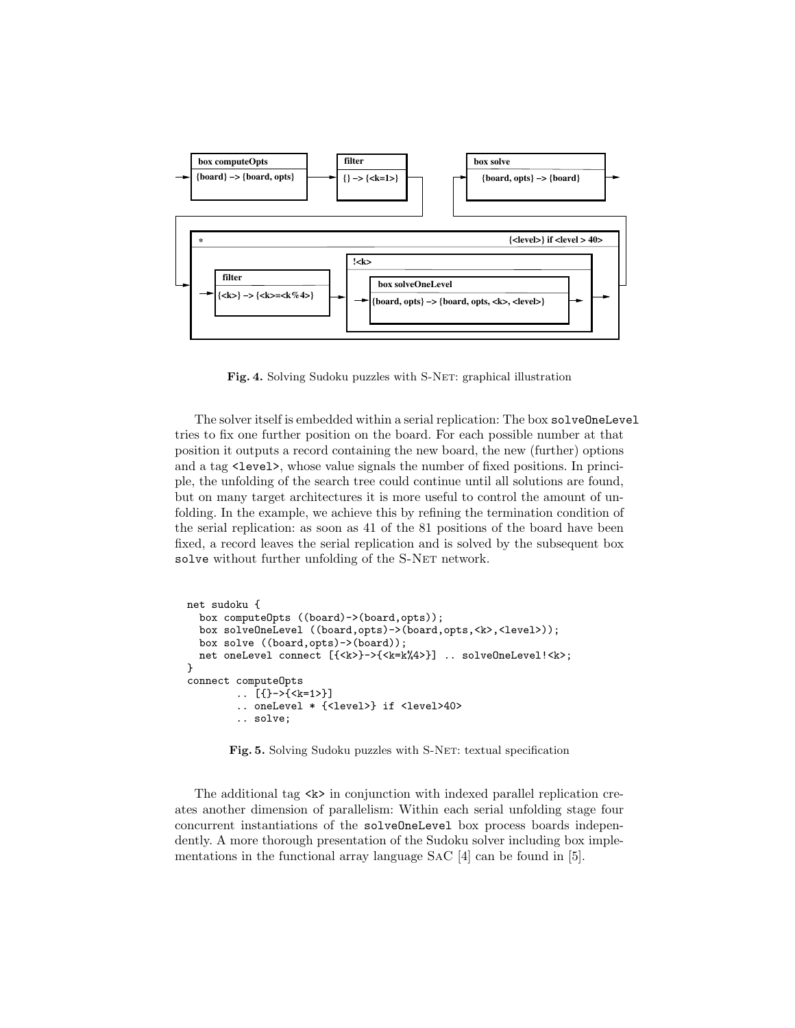**Fig. 4.** Solving Sudoku puzzles with S-NET: graphical illustration

The solver itself is embedded within a serial replication: The box `solveOneLevel` tries to fix one further position on the board. For each possible number at that position it outputs a record containing the new board, the new (further) options and a tag `<level>`, whose value signals the number of fixed positions. In principle, the unfolding of the search tree could continue until all solutions are found, but on many target architectures it is more useful to control the amount of unfolding. In the example, we achieve this by refining the termination condition of the serial replication: as soon as 41 of the 81 positions of the board have been fixed, a record leaves the serial replication and is solved by the subsequent box `solve` without further unfolding of the S-NET network.

```
net sudoku {
  box computeOpts ((board)->(board,opts));
  box solveOneLevel ((board,opts)->(board,opts,<k>,<level>));
  box solve ((board,opts)->(board));
  net oneLevel connect [{<k>}->{<k=k%4>}] .. solveOneLevel!<k>;
}
connect computeOpts
        .. [{}->{<k=1>}]
        .. oneLevel * {<level>} if <level>40>
        .. solve;
```

**Fig. 5.** Solving Sudoku puzzles with S-NET: textual specification

The additional tag `<k>` in conjunction with indexed parallel replication creates another dimension of parallelism: Within each serial unfolding stage four concurrent instantiations of the `solveOneLevel` box process boards independently. A more thorough presentation of the Sudoku solver including box implementations in the functional array language SAC [4] can be found in [5].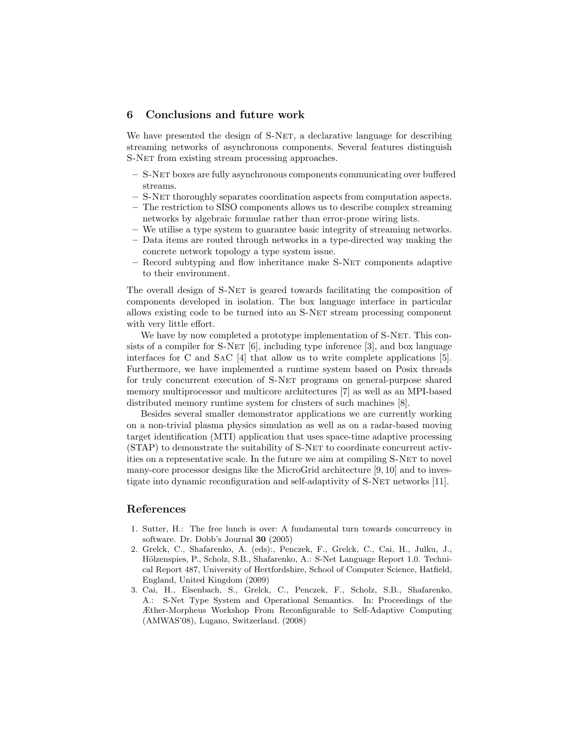## 6 Conclusions and future work

We have presented the design of S-Net, a declarative language for describing streaming networks of asynchronous components. Several features distinguish S-Net from existing stream processing approaches.

- S-Net boxes are fully asynchronous components communicating over buffered streams.
- S-Net thoroughly separates coordination aspects from computation aspects.
- The restriction to SISO components allows us to describe complex streaming networks by algebraic formulae rather than error-prone wiring lists.
- We utilise a type system to guarantee basic integrity of streaming networks.
- Data items are routed through networks in a type-directed way making the concrete network topology a type system issue.
- Record subtyping and flow inheritance make S-Net components adaptive to their environment.

The overall design of S-Net is geared towards facilitating the composition of components developed in isolation. The box language interface in particular allows existing code to be turned into an S-Net stream processing component with very little effort.

We have by now completed a prototype implementation of S-Net. This consists of a compiler for S-Net [6], including type inference [3], and box language interfaces for C and SaC [4] that allow us to write complete applications [5]. Furthermore, we have implemented a runtime system based on Posix threads for truly concurrent execution of S-Net programs on general-purpose shared memory multiprocessor and multicore architectures [7] as well as an MPI-based distributed memory runtime system for clusters of such machines [8].

Besides several smaller demonstrator applications we are currently working on a non-trivial plasma physics simulation as well as on a radar-based moving target identification (MTI) application that uses space-time adaptive processing (STAP) to demonstrate the suitability of S-Net to coordinate concurrent activities on a representative scale. In the future we aim at compiling S-Net to novel many-core processor designs like the MicroGrid architecture [9, 10] and to investigate into dynamic reconfiguration and self-adaptivity of S-Net networks [11].

## References

1. Sutter, H.: The free lunch is over: A fundamental turn towards concurrency in software. Dr. Dobb's Journal **30** (2005)
2. Grelck, C., Shafarenko, A. (eds):, Penczek, F., Grelck, C., Cai, H., Julku, J., Hölzenspies, P., Scholz, S.B., Shafarenko, A.: S-Net Language Report 1.0. Technical Report 487, University of Hertfordshire, School of Computer Science, Hatfield, England, United Kingdom (2009)
3. Cai, H., Eisenbach, S., Grelck, C., Penczek, F., Scholz, S.B., Shafarenko, A.: S-Net Type System and Operational Semantics. In: Proceedings of the Æther-Morpheus Workshop From Reconfigurable to Self-Adaptive Computing (AMWAS'08), Lugano, Switzerland. (2008)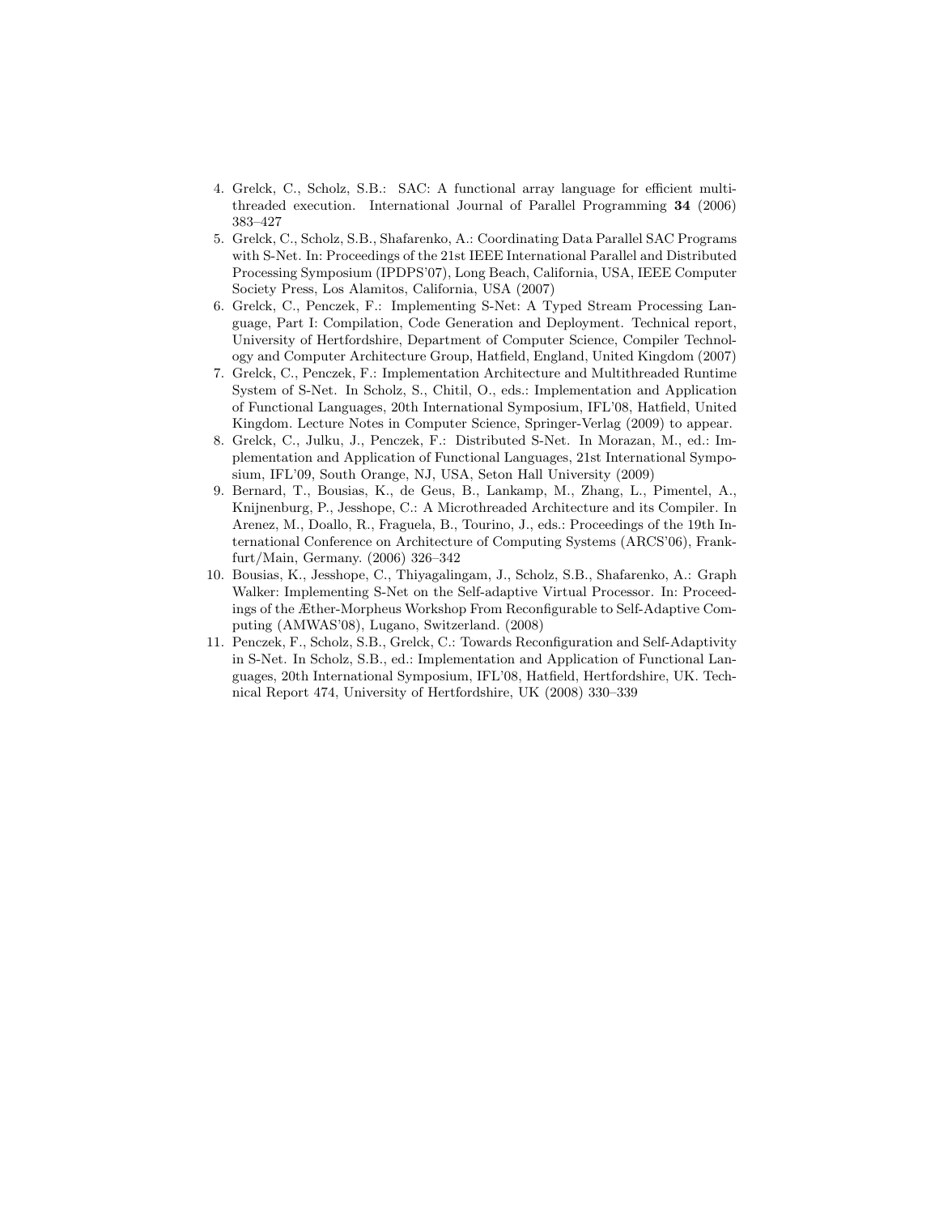4. Grelck, C., Scholz, S.B.: SAC: A functional array language for efficient multi-threaded execution. International Journal of Parallel Programming **34** (2006) 383–427
5. Grelck, C., Scholz, S.B., Shafarenko, A.: Coordinating Data Parallel SAC Programs with S-Net. In: Proceedings of the 21st IEEE International Parallel and Distributed Processing Symposium (IPDPS'07), Long Beach, California, USA, IEEE Computer Society Press, Los Alamitos, California, USA (2007)
6. Grelck, C., Penczek, F.: Implementing S-Net: A Typed Stream Processing Language, Part I: Compilation, Code Generation and Deployment. Technical report, University of Hertfordshire, Department of Computer Science, Compiler Technology and Computer Architecture Group, Hatfield, England, United Kingdom (2007)
7. Grelck, C., Penczek, F.: Implementation Architecture and Multithreaded Runtime System of S-Net. In Scholz, S., Chitil, O., eds.: Implementation and Application of Functional Languages, 20th International Symposium, IFL'08, Hatfield, United Kingdom. Lecture Notes in Computer Science, Springer-Verlag (2009) to appear.
8. Grelck, C., Julku, J., Penczek, F.: Distributed S-Net. In Morazan, M., ed.: Implementation and Application of Functional Languages, 21st International Symposium, IFL'09, South Orange, NJ, USA, Seton Hall University (2009)
9. Bernard, T., Bousias, K., de Geus, B., Lankamp, M., Zhang, L., Pimentel, A., Knijnenburg, P., Jesshope, C.: A Microthreaded Architecture and its Compiler. In Arenez, M., Doallo, R., Fraguela, B., Tourino, J., eds.: Proceedings of the 19th International Conference on Architecture of Computing Systems (ARCS'06), Frankfurt/Main, Germany. (2006) 326–342
10. Bousias, K., Jesshope, C., Thiyagalingam, J., Scholz, S.B., Shafarenko, A.: Graph Walker: Implementing S-Net on the Self-adaptive Virtual Processor. In: Proceedings of the Æther-Morpheus Workshop From Reconfigurable to Self-Adaptive Computing (AMWAS'08), Lugano, Switzerland. (2008)
11. Penczek, F., Scholz, S.B., Grelck, C.: Towards Reconfiguration and Self-Adaptivity in S-Net. In Scholz, S.B., ed.: Implementation and Application of Functional Languages, 20th International Symposium, IFL'08, Hatfield, Hertfordshire, UK. Technical Report 474, University of Hertfordshire, UK (2008) 330–339